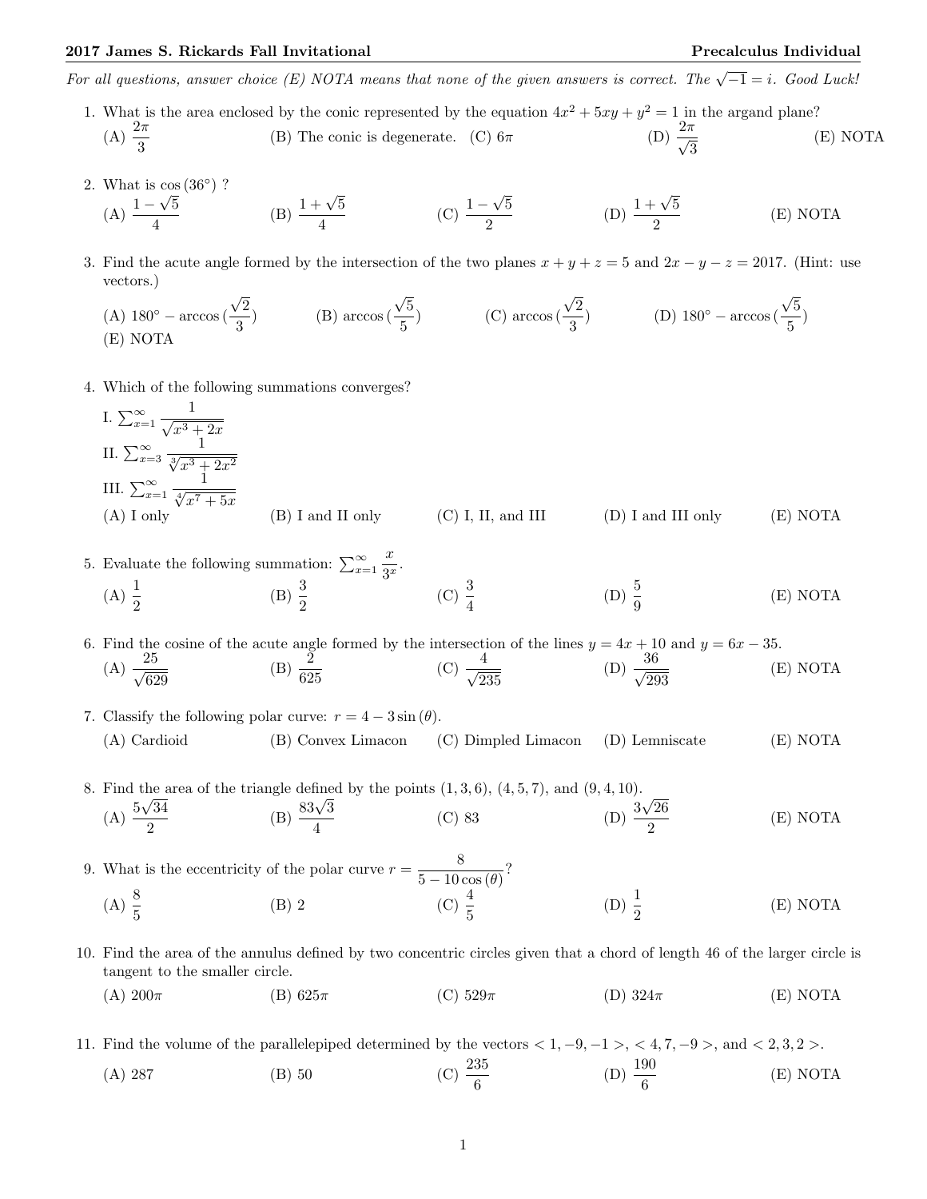**2017 James S. Rickards Fall Invitational** **Precalculus Individual**

*For all questions, answer choice (E) NOTA means that none of the given answers is correct. The $\sqrt{-1} = i$. Good Luck!*

1. What is the area enclosed by the conic represented by the equation $4x^2 + 5xy + y^2 = 1$ in the argand plane?
   (A) $\frac{2\pi}{3}$ (B) The conic is degenerate. (C) $6\pi$ (D) $\frac{2\pi}{\sqrt{3}}$ (E) NOTA

2. What is $\cos(36°)$ ?
   (A) $\frac{1-\sqrt{5}}{4}$ (B) $\frac{1+\sqrt{5}}{4}$ (C) $\frac{1-\sqrt{5}}{2}$ (D) $\frac{1+\sqrt{5}}{2}$ (E) NOTA

3. Find the acute angle formed by the intersection of the two planes $x + y + z = 5$ and $2x - y - z = 2017$. (Hint: use vectors.)
   (A) $180° - \arccos(\frac{\sqrt{2}}{3})$ (B) $\arccos(\frac{\sqrt{5}}{5})$ (C) $\arccos(\frac{\sqrt{2}}{3})$ (D) $180° - \arccos(\frac{\sqrt{5}}{5})$
   (E) NOTA

4. Which of the following summations converges?
   I. $\sum_{x=1}^{\infty} \frac{1}{\sqrt{x^3 + 2x}}$
   II. $\sum_{x=3}^{\infty} \frac{1}{\sqrt[3]{x^3 + 2x^2}}$
   III. $\sum_{x=1}^{\infty} \frac{1}{\sqrt[4]{x^7 + 5x}}$
   (A) I only (B) I and II only (C) I, II, and III (D) I and III only (E) NOTA

5. Evaluate the following summation: $\sum_{x=1}^{\infty} \frac{x}{3^x}$.
   (A) $\frac{1}{2}$ (B) $\frac{3}{2}$ (C) $\frac{3}{4}$ (D) $\frac{5}{9}$ (E) NOTA

6. Find the cosine of the acute angle formed by the intersection of the lines $y = 4x + 10$ and $y = 6x - 35$.
   (A) $\frac{25}{\sqrt{629}}$ (B) $\frac{2}{625}$ (C) $\frac{4}{\sqrt{235}}$ (D) $\frac{36}{\sqrt{293}}$ (E) NOTA

7. Classify the following polar curve: $r = 4 - 3\sin(\theta)$.
   (A) Cardioid (B) Convex Limacon (C) Dimpled Limacon (D) Lemniscate (E) NOTA

8. Find the area of the triangle defined by the points $(1, 3, 6)$, $(4, 5, 7)$, and $(9, 4, 10)$.
   (A) $\frac{5\sqrt{34}}{2}$ (B) $\frac{83\sqrt{3}}{4}$ (C) 83 (D) $\frac{3\sqrt{26}}{2}$ (E) NOTA

9. What is the eccentricity of the polar curve $r = \frac{8}{5 - 10\cos(\theta)}$?
   (A) $\frac{8}{5}$ (B) 2 (C) $\frac{4}{5}$ (D) $\frac{1}{2}$ (E) NOTA

10. Find the area of the annulus defined by two concentric circles given that a chord of length 46 of the larger circle is tangent to the smaller circle.
    (A) $200\pi$ (B) $625\pi$ (C) $529\pi$ (D) $324\pi$ (E) NOTA

11. Find the volume of the parallelepiped determined by the vectors $< 1, -9, -1 >$, $< 4, 7, -9 >$, and $< 2, 3, 2 >$.
    (A) 287 (B) 50 (C) $\frac{235}{6}$ (D) $\frac{190}{6}$ (E) NOTA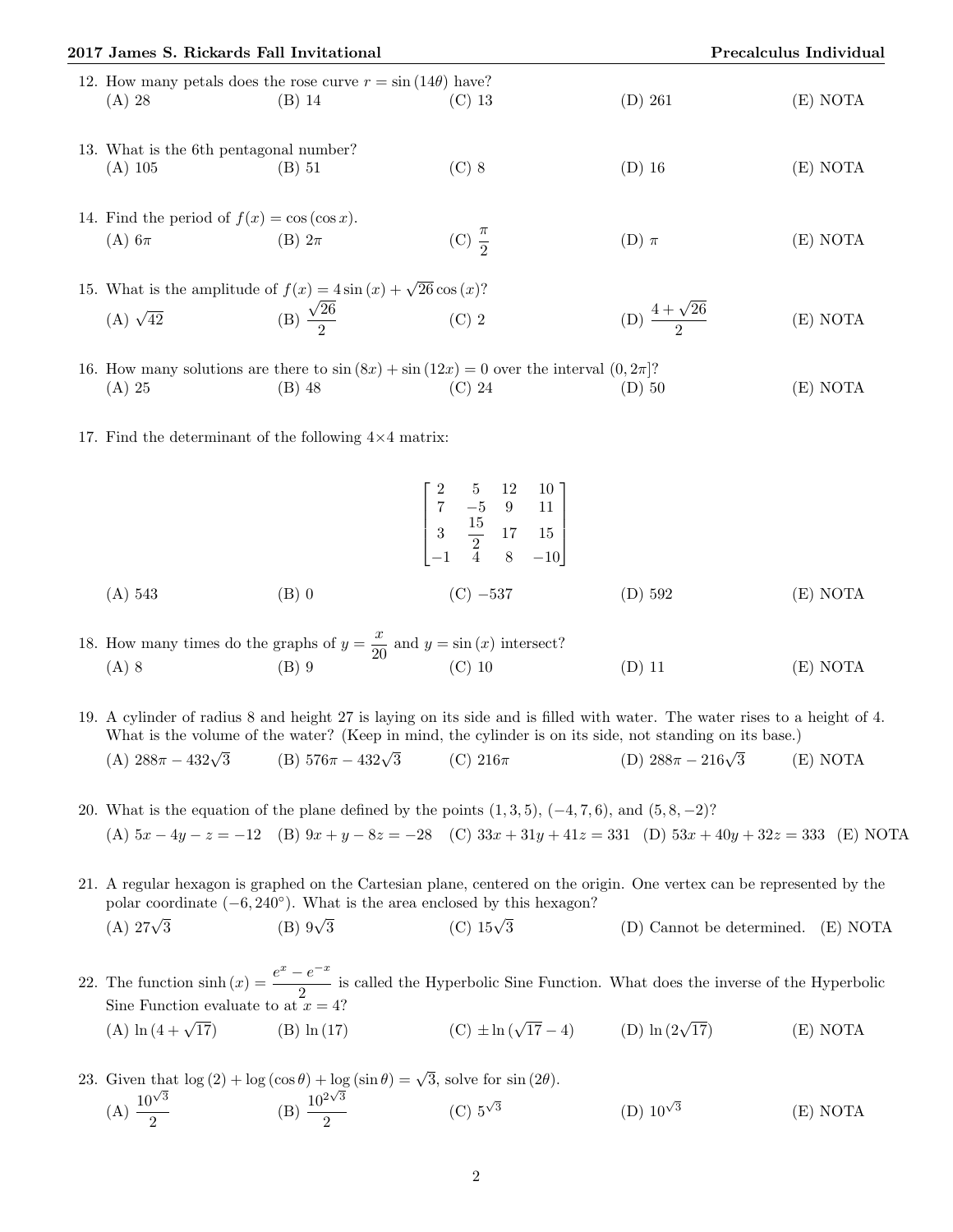12. How many petals does the rose curve $r = \sin(14\theta)$ have?
(A) 28 (B) 14 (C) 13 (D) 261 (E) NOTA

13. What is the 6th pentagonal number?
(A) 105 (B) 51 (C) 8 (D) 16 (E) NOTA

14. Find the period of $f(x) = \cos(\cos x)$.
(A) $6\pi$ (B) $2\pi$ (C) $\frac{\pi}{2}$ (D) $\pi$ (E) NOTA

15. What is the amplitude of $f(x) = 4\sin(x) + \sqrt{26}\cos(x)$?
(A) $\sqrt{42}$ (B) $\frac{\sqrt{26}}{2}$ (C) 2 (D) $\frac{4+\sqrt{26}}{2}$ (E) NOTA

16. How many solutions are there to $\sin(8x) + \sin(12x) = 0$ over the interval $(0, 2\pi]$?
(A) 25 (B) 48 (C) 24 (D) 50 (E) NOTA

17. Find the determinant of the following $4{\times}4$ matrix:

$$\begin{bmatrix} 2 & 5 & 12 & 10 \\ 7 & -5 & 9 & 11 \\ 3 & \frac{15}{2} & 17 & 15 \\ -1 & 4 & 8 & -10 \end{bmatrix}$$

(A) 543 (B) 0 (C) $-537$ (D) 592 (E) NOTA

18. How many times do the graphs of $y = \frac{x}{20}$ and $y = \sin(x)$ intersect?
(A) 8 (B) 9 (C) 10 (D) 11 (E) NOTA

19. A cylinder of radius 8 and height 27 is laying on its side and is filled with water. The water rises to a height of 4. What is the volume of the water? (Keep in mind, the cylinder is on its side, not standing on its base.)
(A) $288\pi - 432\sqrt{3}$ (B) $576\pi - 432\sqrt{3}$ (C) $216\pi$ (D) $288\pi - 216\sqrt{3}$ (E) NOTA

20. What is the equation of the plane defined by the points $(1,3,5)$, $(-4,7,6)$, and $(5,8,-2)$?
(A) $5x - 4y - z = -12$ (B) $9x + y - 8z = -28$ (C) $33x + 31y + 41z = 331$ (D) $53x + 40y + 32z = 333$ (E) NOTA

21. A regular hexagon is graphed on the Cartesian plane, centered on the origin. One vertex can be represented by the polar coordinate $(-6, 240^\circ)$. What is the area enclosed by this hexagon?
(A) $27\sqrt{3}$ (B) $9\sqrt{3}$ (C) $15\sqrt{3}$ (D) Cannot be determined. (E) NOTA

22. The function $\sinh(x) = \frac{e^x - e^{-x}}{2}$ is called the Hyperbolic Sine Function. What does the inverse of the Hyperbolic Sine Function evaluate to at $x = 4$?
(A) $\ln(4 + \sqrt{17})$ (B) $\ln(17)$ (C) $\pm\ln(\sqrt{17} - 4)$ (D) $\ln(2\sqrt{17})$ (E) NOTA

23. Given that $\log(2) + \log(\cos\theta) + \log(\sin\theta) = \sqrt{3}$, solve for $\sin(2\theta)$.
(A) $\frac{10^{\sqrt{3}}}{2}$ (B) $\frac{10^{2\sqrt{3}}}{2}$ (C) $5^{\sqrt{3}}$ (D) $10^{\sqrt{3}}$ (E) NOTA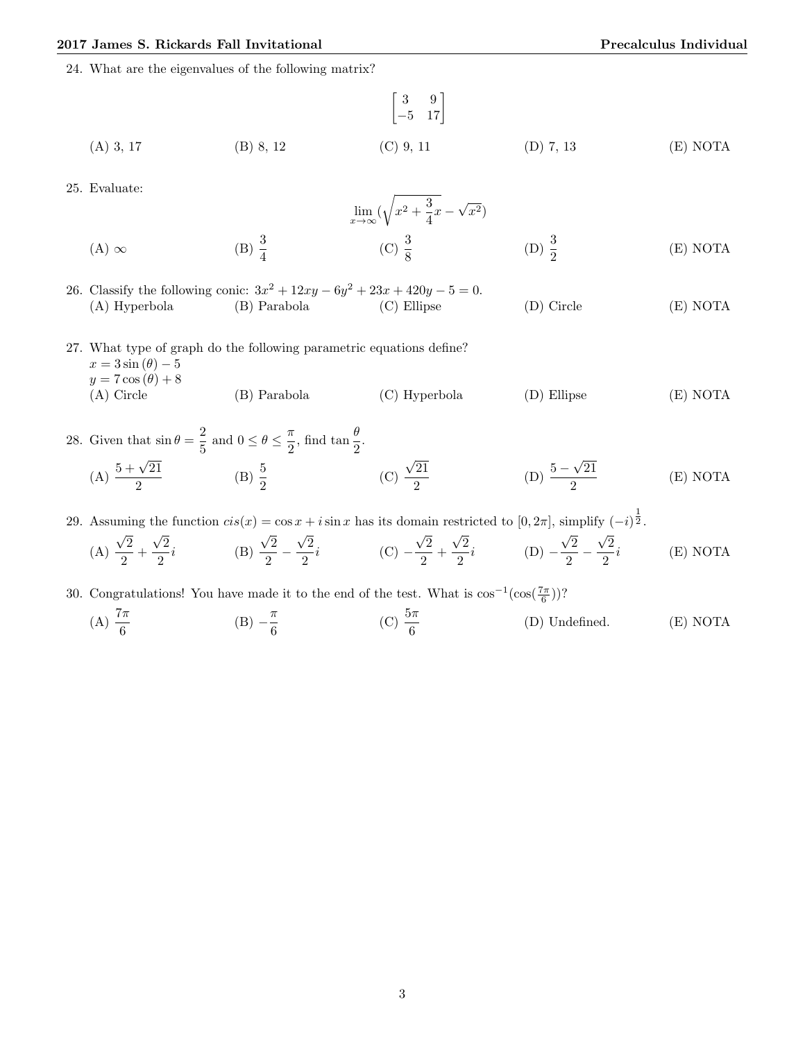24. What are the eigenvalues of the following matrix?

$$\begin{bmatrix} 3 & 9 \\ -5 & 17 \end{bmatrix}$$

(A) 3, 17 (B) 8, 12 (C) 9, 11 (D) 7, 13 (E) NOTA

25. Evaluate:

$$\lim_{x\to\infty}\left(\sqrt{x^2+\frac{3}{4}x}-\sqrt{x^2}\right)$$

(A) $\infty$ (B) $\frac{3}{4}$ (C) $\frac{3}{8}$ (D) $\frac{3}{2}$ (E) NOTA

26. Classify the following conic: $3x^2 + 12xy - 6y^2 + 23x + 420y - 5 = 0$.
(A) Hyperbola (B) Parabola (C) Ellipse (D) Circle (E) NOTA

27. What type of graph do the following parametric equations define?
$x = 3\sin(\theta) - 5$
$y = 7\cos(\theta) + 8$
(A) Circle (B) Parabola (C) Hyperbola (D) Ellipse (E) NOTA

28. Given that $\sin\theta = \frac{2}{5}$ and $0 \le \theta \le \frac{\pi}{2}$, find $\tan\frac{\theta}{2}$.

(A) $\frac{5+\sqrt{21}}{2}$ (B) $\frac{5}{2}$ (C) $\frac{\sqrt{21}}{2}$ (D) $\frac{5-\sqrt{21}}{2}$ (E) NOTA

29. Assuming the function $cis(x) = \cos x + i\sin x$ has its domain restricted to $[0, 2\pi]$, simplify $(-i)^{\frac{1}{2}}$.

(A) $\frac{\sqrt{2}}{2}+\frac{\sqrt{2}}{2}i$ (B) $\frac{\sqrt{2}}{2}-\frac{\sqrt{2}}{2}i$ (C) $-\frac{\sqrt{2}}{2}+\frac{\sqrt{2}}{2}i$ (D) $-\frac{\sqrt{2}}{2}-\frac{\sqrt{2}}{2}i$ (E) NOTA

30. Congratulations! You have made it to the end of the test. What is $\cos^{-1}(\cos(\frac{7\pi}{6}))$?

(A) $\frac{7\pi}{6}$ (B) $-\frac{\pi}{6}$ (C) $\frac{5\pi}{6}$ (D) Undefined. (E) NOTA